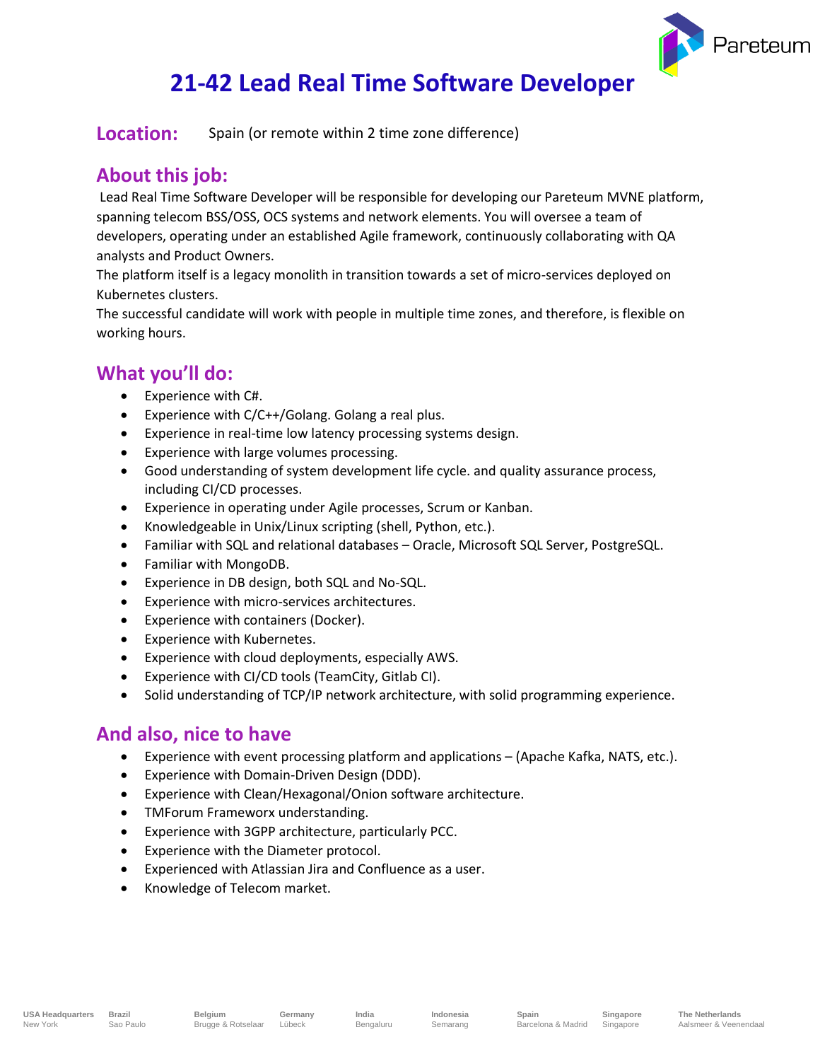# 21-42 Lead Real Time Software Developer

## Location:

Spain (or remote within 2 time zone difference)

## About this job:

Lead Real Time Software Developer will be responsible for developing our Pareteum MVNE platform, spanning telecom BSS/OSS, OCS systems and network elements. You will oversee a team of developers, operating under an established Agile framework, continuously collaborating with QA analysts and Product Owners.

The platform itself is a legacy monolith in transition towards a set of micro-services deployed on Kubernetes clusters.

The successful candidate will work with people in multiple time zones, and therefore, is flexible on working hours.

## What you'll do:

- Experience with C#.
- Experience with C/C++/Golang. Golang a real plus.
- Experience in real-time low latency processing systems design.
- Experience with large volumes processing.
- Good understanding of system development life cycle. and quality assurance process, including CI/CD processes.
- Experience in operating under Agile processes, Scrum or Kanban.
- Knowledgeable in Unix/Linux scripting (shell, Python, etc.).
- Familiar with SQL and relational databases – Oracle, Microsoft SQL Server, PostgreSQL.
- Familiar with MongoDB.
- Experience in DB design, both SQL and No-SQL.
- Experience with micro-services architectures.
- Experience with containers (Docker).
- Experience with Kubernetes.
- Experience with cloud deployments, especially AWS.
- Experience with CI/CD tools (TeamCity, Gitlab CI).
- Solid understanding of TCP/IP network architecture, with solid programming experience.

## And also, nice to have

- Experience with event processing platform and applications – (Apache Kafka, NATS, etc.).
- Experience with Domain-Driven Design (DDD).
- Experience with Clean/Hexagonal/Onion software architecture.
- TMForum Frameworx understanding.
- Experience with 3GPP architecture, particularly PCC.
- Experience with the Diameter protocol.
- Experienced with Atlassian Jira and Confluence as a user.
- Knowledge of Telecom market.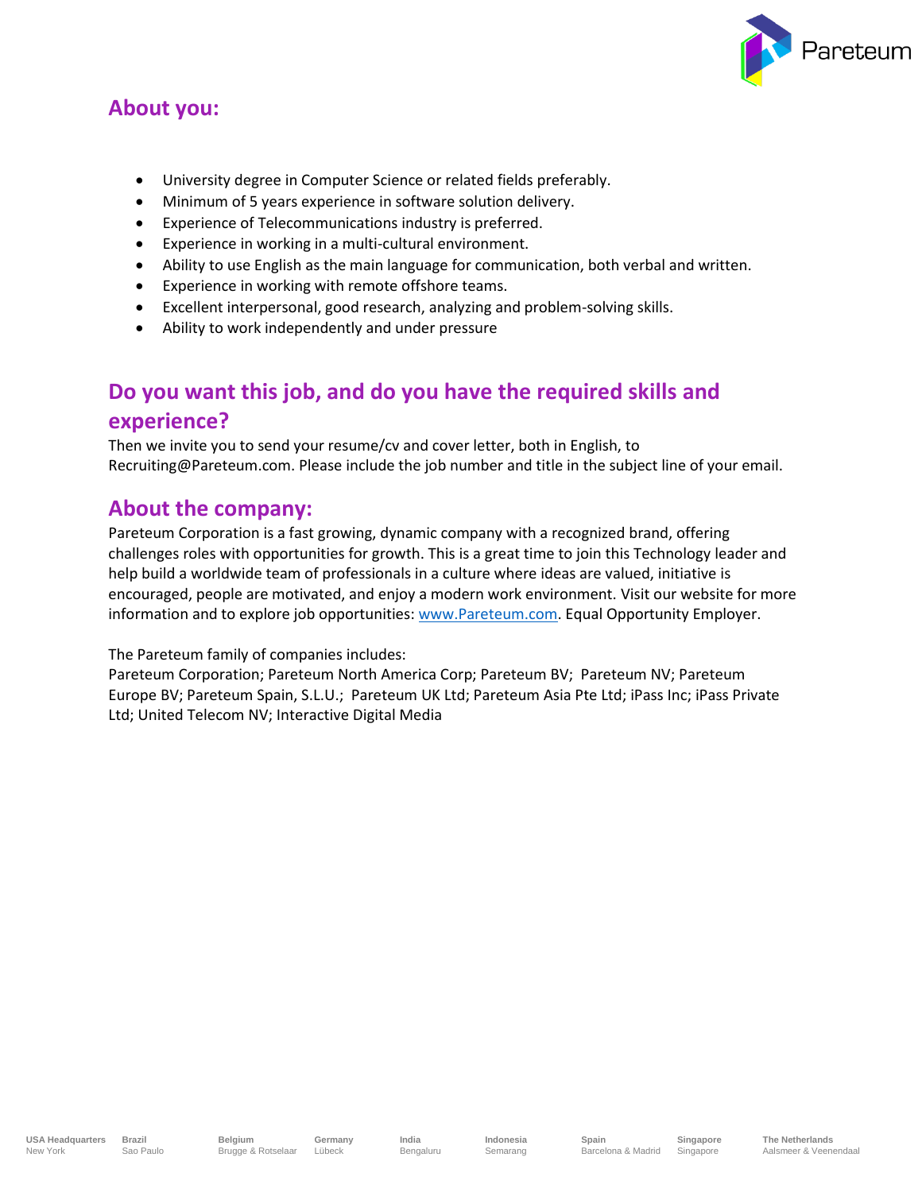## About you:

- University degree in Computer Science or related fields preferably.
- Minimum of 5 years experience in software solution delivery.
- Experience of Telecommunications industry is preferred.
- Experience in working in a multi-cultural environment.
- Ability to use English as the main language for communication, both verbal and written.
- Experience in working with remote offshore teams.
- Excellent interpersonal, good research, analyzing and problem-solving skills.
- Ability to work independently and under pressure

## Do you want this job, and do you have the required skills and experience?

Then we invite you to send your resume/cv and cover letter, both in English, to Recruiting@Pareteum.com. Please include the job number and title in the subject line of your email.

## About the company:

Pareteum Corporation is a fast growing, dynamic company with a recognized brand, offering challenges roles with opportunities for growth. This is a great time to join this Technology leader and help build a worldwide team of professionals in a culture where ideas are valued, initiative is encouraged, people are motivated, and enjoy a modern work environment. Visit our website for more information and to explore job opportunities: www.Pareteum.com. Equal Opportunity Employer.

The Pareteum family of companies includes:
Pareteum Corporation; Pareteum North America Corp; Pareteum BV; Pareteum NV; Pareteum Europe BV; Pareteum Spain, S.L.U.; Pareteum UK Ltd; Pareteum Asia Pte Ltd; iPass Inc; iPass Private Ltd; United Telecom NV; Interactive Digital Media